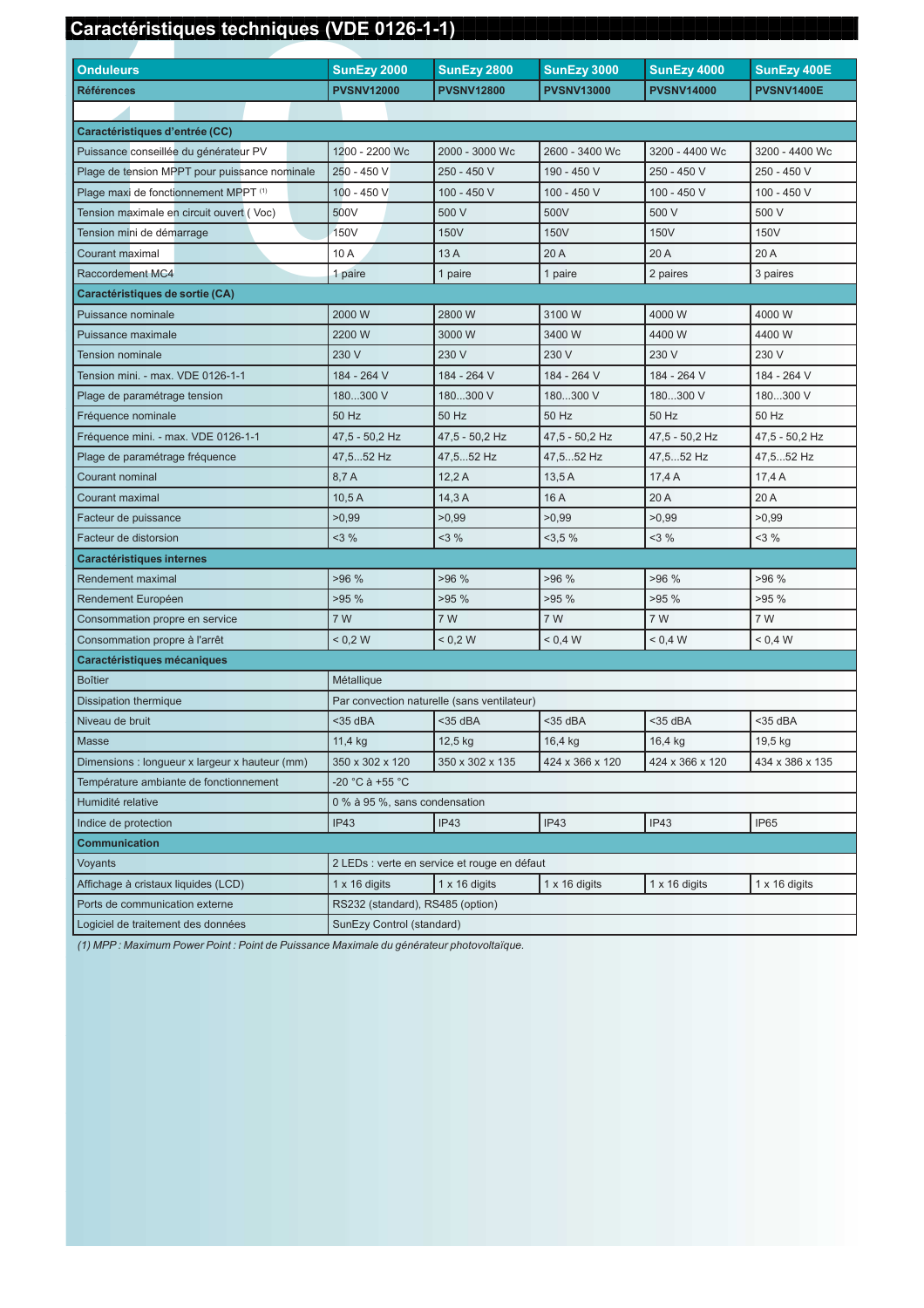# Caractéristiques techniques (VDE 0126-1-1)

| Onduleurs | SunEzy 2000 | SunEzy 2800 | SunEzy 3000 | SunEzy 4000 | SunEzy 400E |
|---|---|---|---|---|---|
| **Références** | **PVSNV12000** | **PVSNV12800** | **PVSNV13000** | **PVSNV14000** | **PVSNV1400E** |
| | | | | | |
| **Caractéristiques d'entrée (CC)** | | | | | |
| Puissance conseillée du générateur PV | 1200 - 2200 Wc | 2000 - 3000 Wc | 2600 - 3400 Wc | 3200 - 4400 Wc | 3200 - 4400 Wc |
| Plage de tension MPPT pour puissance nominale | 250 - 450 V | 250 - 450 V | 190 - 450 V | 250 - 450 V | 250 - 450 V |
| Plage maxi de fonctionnement MPPT (1) | 100 - 450 V | 100 - 450 V | 100 - 450 V | 100 - 450 V | 100 - 450 V |
| Tension maximale en circuit ouvert ( Voc) | 500V | 500 V | 500V | 500 V | 500 V |
| Tension mini de démarrage | 150V | 150V | 150V | 150V | 150V |
| Courant maximal | 10 A | 13 A | 20 A | 20 A | 20 A |
| Raccordement MC4 | 1 paire | 1 paire | 1 paire | 2 paires | 3 paires |
| **Caractéristiques de sortie (CA)** | | | | | |
| Puissance nominale | 2000 W | 2800 W | 3100 W | 4000 W | 4000 W |
| Puissance maximale | 2200 W | 3000 W | 3400 W | 4400 W | 4400 W |
| Tension nominale | 230 V | 230 V | 230 V | 230 V | 230 V |
| Tension mini. - max. VDE 0126-1-1 | 184 - 264 V | 184 - 264 V | 184 - 264 V | 184 - 264 V | 184 - 264 V |
| Plage de paramétrage tension | 180...300 V | 180...300 V | 180...300 V | 180...300 V | 180...300 V |
| Fréquence nominale | 50 Hz | 50 Hz | 50 Hz | 50 Hz | 50 Hz |
| Fréquence mini. - max. VDE 0126-1-1 | 47,5 - 50,2 Hz | 47,5 - 50,2 Hz | 47,5 - 50,2 Hz | 47,5 - 50,2 Hz | 47,5 - 50,2 Hz |
| Plage de paramétrage fréquence | 47,5...52 Hz | 47,5...52 Hz | 47,5...52 Hz | 47,5...52 Hz | 47,5...52 Hz |
| Courant nominal | 8,7 A | 12,2 A | 13,5 A | 17,4 A | 17,4 A |
| Courant maximal | 10,5 A | 14,3 A | 16 A | 20 A | 20 A |
| Facteur de puissance | >0,99 | >0,99 | >0,99 | >0,99 | >0,99 |
| Facteur de distorsion | <3 % | <3 % | <3,5 % | <3 % | <3 % |
| **Caractéristiques internes** | | | | | |
| Rendement maximal | >96 % | >96 % | >96 % | >96 % | >96 % |
| Rendement Européen | >95 % | >95 % | >95 % | >95 % | >95 % |
| Consommation propre en service | 7 W | 7 W | 7 W | 7 W | 7 W |
| Consommation propre à l'arrêt | < 0,2 W | < 0,2 W | < 0,4 W | < 0,4 W | < 0,4 W |
| **Caractéristiques mécaniques** | | | | | |
| Boîtier | Métallique | | | | |
| Dissipation thermique | Par convection naturelle (sans ventilateur) | | | | |
| Niveau de bruit | <35 dBA | <35 dBA | <35 dBA | <35 dBA | <35 dBA |
| Masse | 11,4 kg | 12,5 kg | 16,4 kg | 16,4 kg | 19,5 kg |
| Dimensions : longueur x largeur x hauteur (mm) | 350 x 302 x 120 | 350 x 302 x 135 | 424 x 366 x 120 | 424 x 366 x 120 | 434 x 386 x 135 |
| Température ambiante de fonctionnement | -20 °C à +55 °C | | | | |
| Humidité relative | 0 % à 95 %, sans condensation | | | | |
| Indice de protection | IP43 | IP43 | IP43 | IP43 | IP65 |
| **Communication** | | | | | |
| Voyants | 2 LEDs : verte en service et rouge en défaut | | | | |
| Affichage à cristaux liquides (LCD) | 1 x 16 digits | 1 x 16 digits | 1 x 16 digits | 1 x 16 digits | 1 x 16 digits |
| Ports de communication externe | RS232 (standard), RS485 (option) | | | | |
| Logiciel de traitement des données | SunEzy Control (standard) | | | | |

*(1) MPP : Maximum Power Point : Point de Puissance Maximale du générateur photovoltaïque.*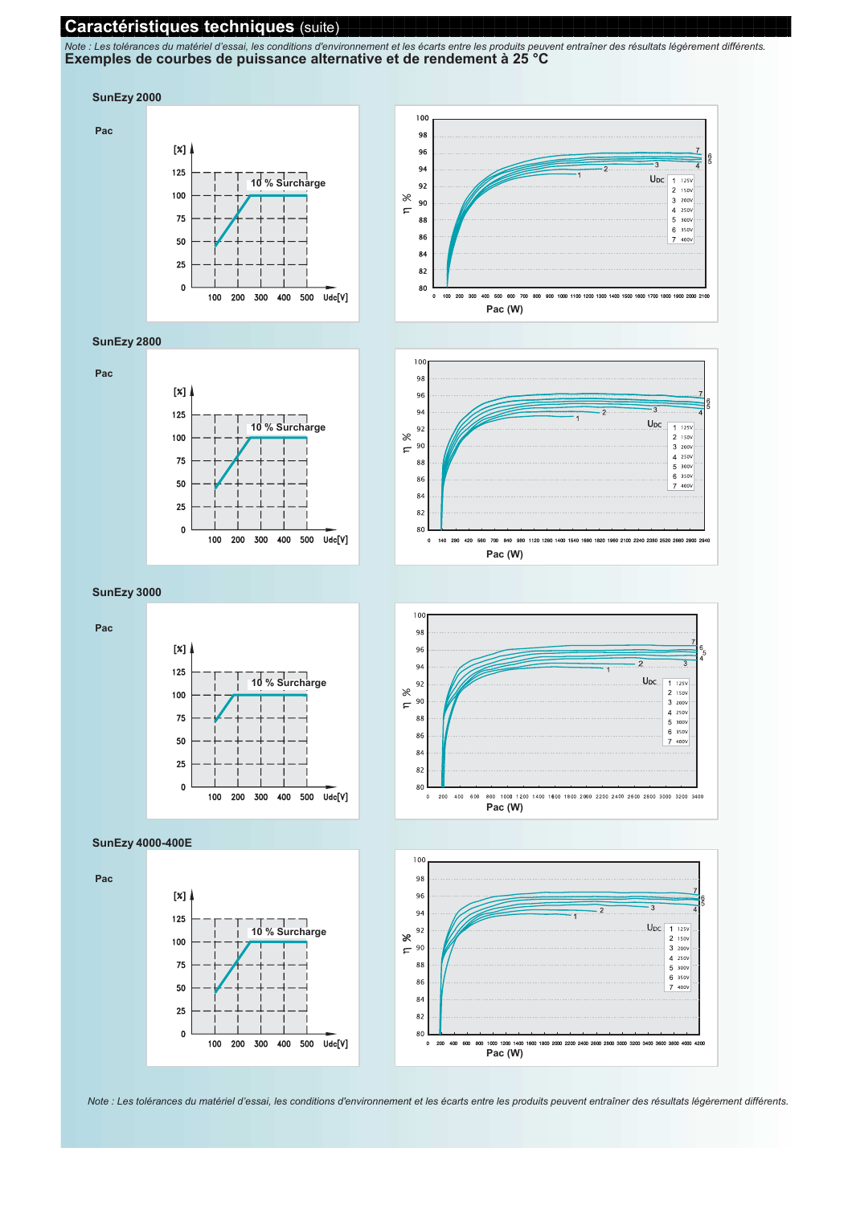# Caractéristiques techniques (suite)

*Note : Les tolérances du matériel d'essai, les conditions d'environnement et les écarts entre les produits peuvent entraîner des résultats légèrement différents.*

## Exemples de courbes de puissance alternative et de rendement à 25 °C

### SunEzy 2000

Pac

[%]

125
100
75
50
25
0

10 % Surcharge

100 200 300 400 500 Udc[V]

100
98
96
94
92
90
88
86
84
82
80

η %

0 100 200 300 400 500 600 700 800 900 1000 1100 1200 1300 1400 1500 1600 1700 1800 1900 2000 2100

Pac (W)

UDC
1 125V
2 150V
3 200V
4 250V
5 300V
6 350V
7 400V

### SunEzy 2800

Pac

[%]

125
100
75
50
25
0

10 % Surcharge

100 200 300 400 500 Udc[V]

100
98
96
94
92
90
88
86
84
82
80

η %

0 140 280 420 560 700 840 980 1120 1260 1400 1540 1680 1820 1960 2100 2240 2380 2520 2660 2800 2940

Pac (W)

UDC
1 125V
2 150V
3 200V
4 250V
5 300V
6 350V
7 400V

### SunEzy 3000

Pac

[%]

125
100
75
50
25
0

10 % Surcharge

100 200 300 400 500 Udc[V]

100
98
96
94
92
90
88
86
84
82
80

η %

0 200 400 600 800 1000 1200 1400 1600 1800 2000 2200 2400 2600 2800 3000 3200 3400

Pac (W)

UDC
1 125V
2 150V
3 200V
4 250V
5 300V
6 350V
7 400V

### SunEzy 4000-400E

Pac

[%]

125
100
75
50
25
0

10 % Surcharge

100 200 300 400 500 Udc[V]

100
98
96
94
92
90
88
86
84
82
80

η %

0 200 400 600 800 1000 1200 1400 1600 1800 2000 2200 2400 2600 2800 3000 3200 3400 3600 3800 4000 4200

Pac (W)

UDC
1 125V
2 150V
3 200V
4 250V
5 300V
6 350V
7 400V

*Note : Les tolérances du matériel d'essai, les conditions d'environnement et les écarts entre les produits peuvent entraîner des résultats légèrement différents.*